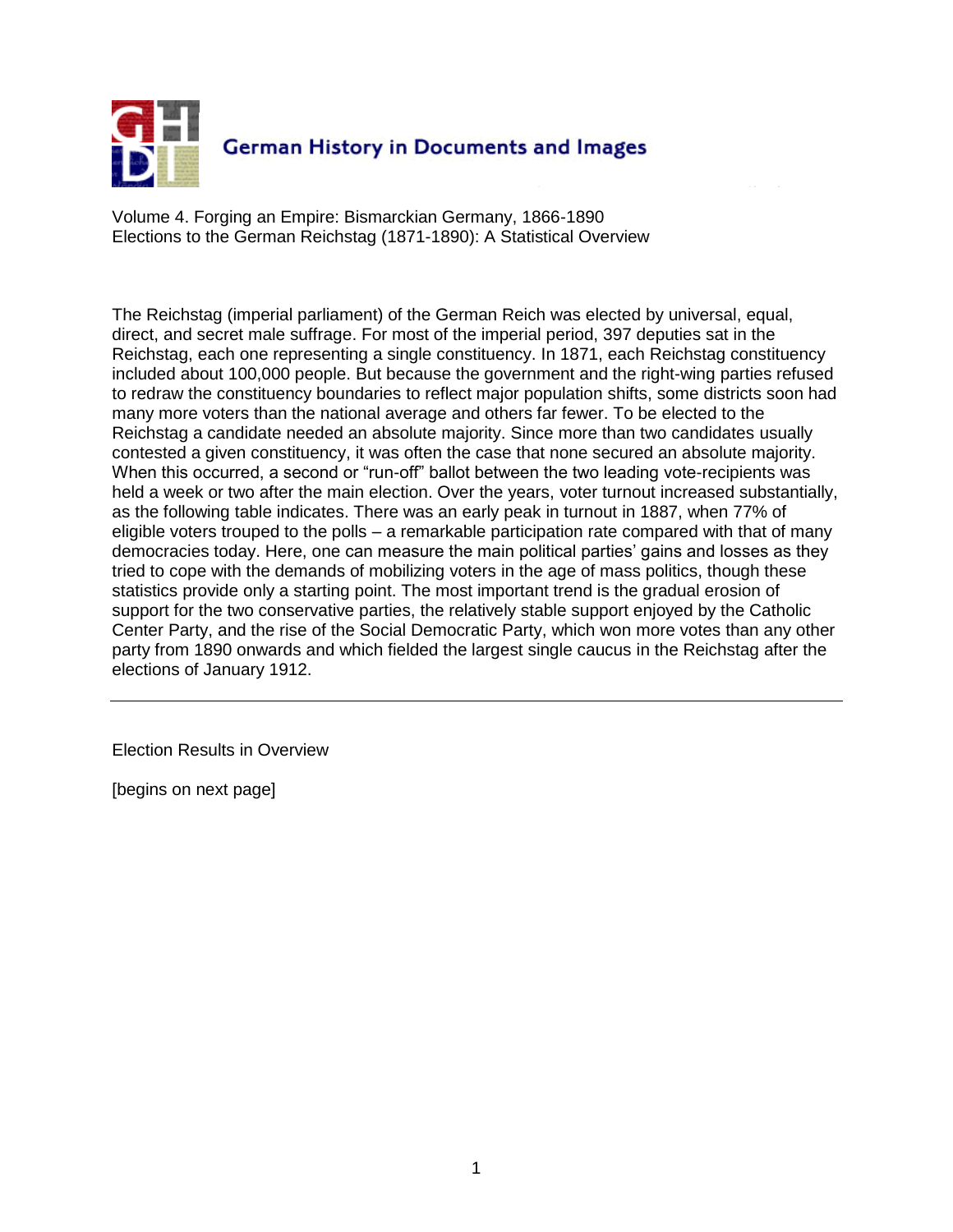# German History in Documents and Images

Volume 4. Forging an Empire: Bismarckian Germany, 1866-1890
Elections to the German Reichstag (1871-1890): A Statistical Overview

The Reichstag (imperial parliament) of the German Reich was elected by universal, equal, direct, and secret male suffrage. For most of the imperial period, 397 deputies sat in the Reichstag, each one representing a single constituency. In 1871, each Reichstag constituency included about 100,000 people. But because the government and the right-wing parties refused to redraw the constituency boundaries to reflect major population shifts, some districts soon had many more voters than the national average and others far fewer. To be elected to the Reichstag a candidate needed an absolute majority. Since more than two candidates usually contested a given constituency, it was often the case that none secured an absolute majority. When this occurred, a second or "run-off" ballot between the two leading vote-recipients was held a week or two after the main election. Over the years, voter turnout increased substantially, as the following table indicates. There was an early peak in turnout in 1887, when 77% of eligible voters trouped to the polls – a remarkable participation rate compared with that of many democracies today. Here, one can measure the main political parties' gains and losses as they tried to cope with the demands of mobilizing voters in the age of mass politics, though these statistics provide only a starting point. The most important trend is the gradual erosion of support for the two conservative parties, the relatively stable support enjoyed by the Catholic Center Party, and the rise of the Social Democratic Party, which won more votes than any other party from 1890 onwards and which fielded the largest single caucus in the Reichstag after the elections of January 1912.

---

Election Results in Overview

[begins on next page]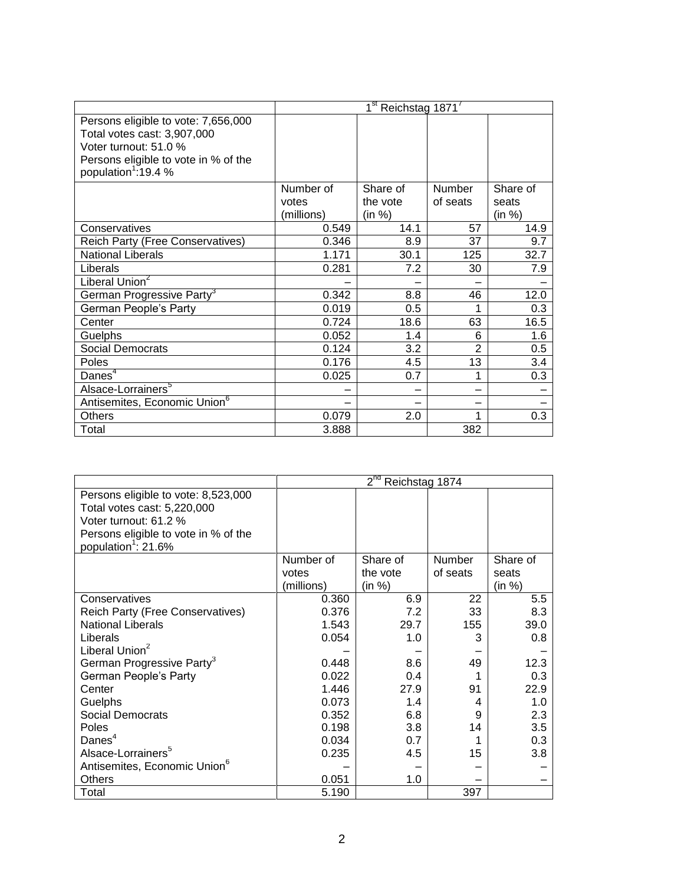| | 1st Reichstag 1871[7] | | | |
|---|---|---|---|---|
| Persons eligible to vote: 7,656,000<br>Total votes cast: 3,907,000<br>Voter turnout: 51.0 %<br>Persons eligible to vote in % of the population[1]:19.4 % | | | | |
| | Number of votes (millions) | Share of the vote (in %) | Number of seats | Share of seats (in %) |
| Conservatives | 0.549 | 14.1 | 57 | 14.9 |
| Reich Party (Free Conservatives) | 0.346 | 8.9 | 37 | 9.7 |
| National Liberals | 1.171 | 30.1 | 125 | 32.7 |
| Liberals | 0.281 | 7.2 | 30 | 7.9 |
| Liberal Union[2] | – | – | – | – |
| German Progressive Party[3] | 0.342 | 8.8 | 46 | 12.0 |
| German People's Party | 0.019 | 0.5 | 1 | 0.3 |
| Center | 0.724 | 18.6 | 63 | 16.5 |
| Guelphs | 0.052 | 1.4 | 6 | 1.6 |
| Social Democrats | 0.124 | 3.2 | 2 | 0.5 |
| Poles | 0.176 | 4.5 | 13 | 3.4 |
| Danes[4] | 0.025 | 0.7 | 1 | 0.3 |
| Alsace-Lorrainers[5] | – | – | – | – |
| Antisemites, Economic Union[6] | – | – | – | – |
| Others | 0.079 | 2.0 | 1 | 0.3 |
| Total | 3.888 | | 382 | |

| | 2nd Reichstag 1874 | | | |
|---|---|---|---|---|
| Persons eligible to vote: 8,523,000<br>Total votes cast: 5,220,000<br>Voter turnout: 61.2 %<br>Persons eligible to vote in % of the population[1]: 21.6% | | | | |
| | Number of votes (millions) | Share of the vote (in %) | Number of seats | Share of seats (in %) |
| Conservatives | 0.360 | 6.9 | 22 | 5.5 |
| Reich Party (Free Conservatives) | 0.376 | 7.2 | 33 | 8.3 |
| National Liberals | 1.543 | 29.7 | 155 | 39.0 |
| Liberals | 0.054 | 1.0 | 3 | 0.8 |
| Liberal Union[2] | – | – | – | – |
| German Progressive Party[3] | 0.448 | 8.6 | 49 | 12.3 |
| German People's Party | 0.022 | 0.4 | 1 | 0.3 |
| Center | 1.446 | 27.9 | 91 | 22.9 |
| Guelphs | 0.073 | 1.4 | 4 | 1.0 |
| Social Democrats | 0.352 | 6.8 | 9 | 2.3 |
| Poles | 0.198 | 3.8 | 14 | 3.5 |
| Danes[4] | 0.034 | 0.7 | 1 | 0.3 |
| Alsace-Lorrainers[5] | 0.235 | 4.5 | 15 | 3.8 |
| Antisemites, Economic Union[6] | – | – | – | – |
| Others | 0.051 | 1.0 | – | – |
| Total | 5.190 | | 397 | |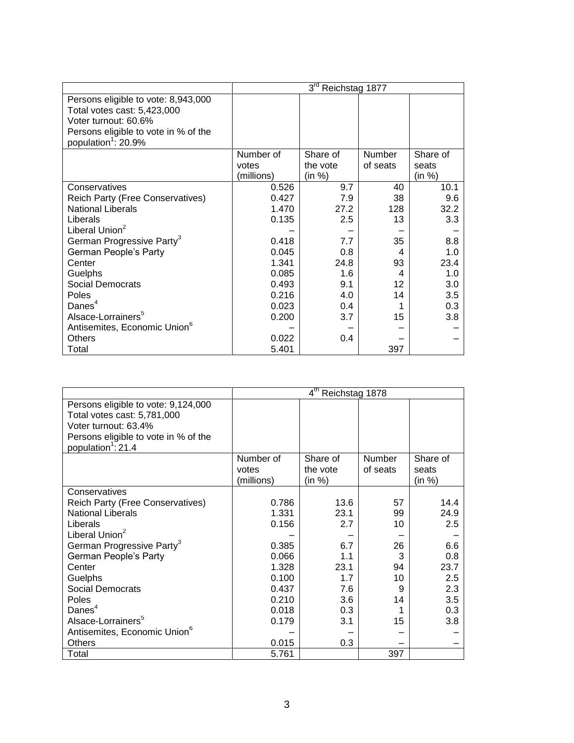| | 3rd Reichstag 1877 | | | |
|---|---|---|---|---|
| Persons eligible to vote: 8,943,000<br>Total votes cast: 5,423,000<br>Voter turnout: 60.6%<br>Persons eligible to vote in % of the population[1]: 20.9% | | | | |
| | Number of votes (millions) | Share of the vote (in %) | Number of seats | Share of seats (in %) |
| Conservatives | 0.526 | 9.7 | 40 | 10.1 |
| Reich Party (Free Conservatives) | 0.427 | 7.9 | 38 | 9.6 |
| National Liberals | 1.470 | 27.2 | 128 | 32.2 |
| Liberals | 0.135 | 2.5 | 13 | 3.3 |
| Liberal Union[2] | – | – | – | – |
| German Progressive Party[3] | 0.418 | 7.7 | 35 | 8.8 |
| German People's Party | 0.045 | 0.8 | 4 | 1.0 |
| Center | 1.341 | 24.8 | 93 | 23.4 |
| Guelphs | 0.085 | 1.6 | 4 | 1.0 |
| Social Democrats | 0.493 | 9.1 | 12 | 3.0 |
| Poles | 0.216 | 4.0 | 14 | 3.5 |
| Danes[4] | 0.023 | 0.4 | 1 | 0.3 |
| Alsace-Lorrainers[5] | 0.200 | 3.7 | 15 | 3.8 |
| Antisemites, Economic Union[6] | – | – | – | – |
| Others | 0.022 | 0.4 | – | – |
| Total | 5.401 | | 397 | |

| | 4th Reichstag 1878 | | | |
|---|---|---|---|---|
| Persons eligible to vote: 9,124,000<br>Total votes cast: 5,781,000<br>Voter turnout: 63.4%<br>Persons eligible to vote in % of the population[1]: 21.4 | | | | |
| | Number of votes (millions) | Share of the vote (in %) | Number of seats | Share of seats (in %) |
| Conservatives | | | | |
| Reich Party (Free Conservatives) | 0.786 | 13.6 | 57 | 14.4 |
| National Liberals | 1.331 | 23.1 | 99 | 24.9 |
| Liberals | 0.156 | 2.7 | 10 | 2.5 |
| Liberal Union[2] | – | – | – | – |
| German Progressive Party[3] | 0.385 | 6.7 | 26 | 6.6 |
| German People's Party | 0.066 | 1.1 | 3 | 0.8 |
| Center | 1.328 | 23.1 | 94 | 23.7 |
| Guelphs | 0.100 | 1.7 | 10 | 2.5 |
| Social Democrats | 0.437 | 7.6 | 9 | 2.3 |
| Poles | 0.210 | 3.6 | 14 | 3.5 |
| Danes[4] | 0.018 | 0.3 | 1 | 0.3 |
| Alsace-Lorrainers[5] | 0.179 | 3.1 | 15 | 3.8 |
| Antisemites, Economic Union[6] | – | – | – | – |
| Others | 0.015 | 0.3 | – | – |
| Total | 5.761 | | 397 | |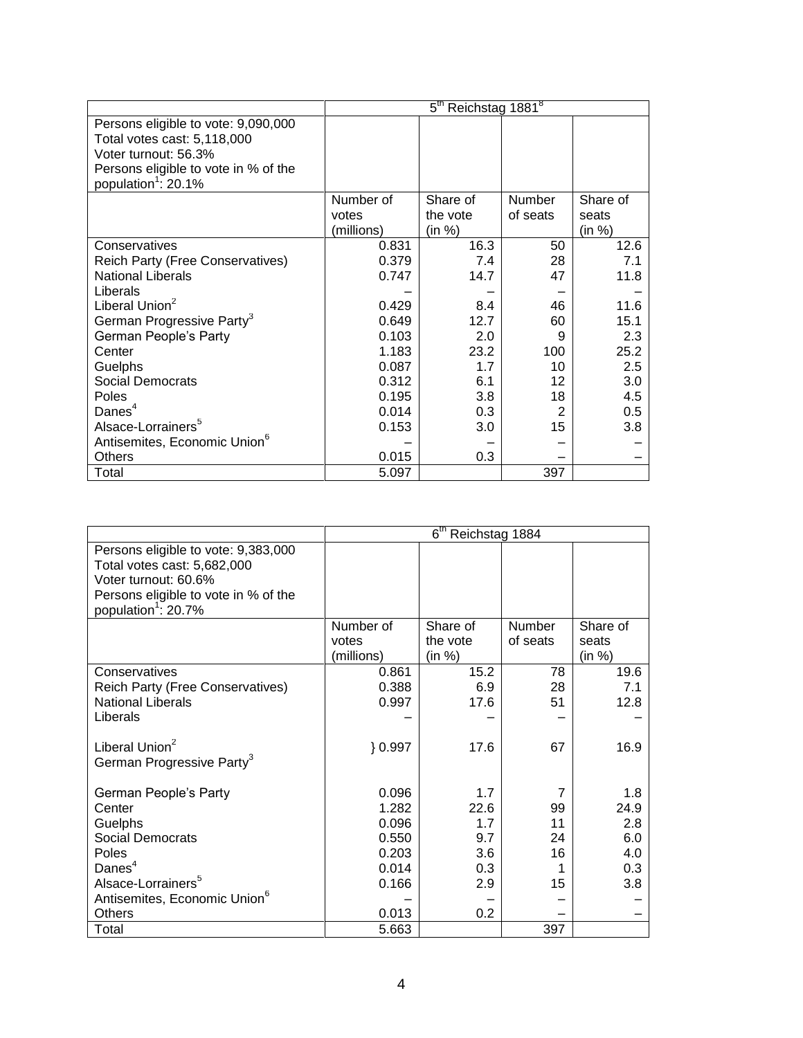| | 5th Reichstag 1881[8] | | | |
|---|---|---|---|---|
| Persons eligible to vote: 9,090,000<br>Total votes cast: 5,118,000<br>Voter turnout: 56.3%<br>Persons eligible to vote in % of the population[1]: 20.1% | | | | |
| | Number of votes (millions) | Share of the vote (in %) | Number of seats | Share of seats (in %) |
| Conservatives | 0.831 | 16.3 | 50 | 12.6 |
| Reich Party (Free Conservatives) | 0.379 | 7.4 | 28 | 7.1 |
| National Liberals | 0.747 | 14.7 | 47 | 11.8 |
| Liberals | – | – | – | – |
| Liberal Union[2] | 0.429 | 8.4 | 46 | 11.6 |
| German Progressive Party[3] | 0.649 | 12.7 | 60 | 15.1 |
| German People's Party | 0.103 | 2.0 | 9 | 2.3 |
| Center | 1.183 | 23.2 | 100 | 25.2 |
| Guelphs | 0.087 | 1.7 | 10 | 2.5 |
| Social Democrats | 0.312 | 6.1 | 12 | 3.0 |
| Poles | 0.195 | 3.8 | 18 | 4.5 |
| Danes[4] | 0.014 | 0.3 | 2 | 0.5 |
| Alsace-Lorrainers[5] | 0.153 | 3.0 | 15 | 3.8 |
| Antisemites, Economic Union[6] | – | – | – | – |
| Others | 0.015 | 0.3 | – | – |
| Total | 5.097 | | 397 | |

| | 6th Reichstag 1884 | | | |
|---|---|---|---|---|
| Persons eligible to vote: 9,383,000<br>Total votes cast: 5,682,000<br>Voter turnout: 60.6%<br>Persons eligible to vote in % of the population[1]: 20.7% | | | | |
| | Number of votes (millions) | Share of the vote (in %) | Number of seats | Share of seats (in %) |
| Conservatives | 0.861 | 15.2 | 78 | 19.6 |
| Reich Party (Free Conservatives) | 0.388 | 6.9 | 28 | 7.1 |
| National Liberals | 0.997 | 17.6 | 51 | 12.8 |
| Liberals | – | – | – | – |
| Liberal Union[2]<br>German Progressive Party[3] | } 0.997 | 17.6 | 67 | 16.9 |
| German People's Party | 0.096 | 1.7 | 7 | 1.8 |
| Center | 1.282 | 22.6 | 99 | 24.9 |
| Guelphs | 0.096 | 1.7 | 11 | 2.8 |
| Social Democrats | 0.550 | 9.7 | 24 | 6.0 |
| Poles | 0.203 | 3.6 | 16 | 4.0 |
| Danes[4] | 0.014 | 0.3 | 1 | 0.3 |
| Alsace-Lorrainers[5] | 0.166 | 2.9 | 15 | 3.8 |
| Antisemites, Economic Union[6] | – | – | – | – |
| Others | 0.013 | 0.2 | – | – |
| Total | 5.663 | | 397 | |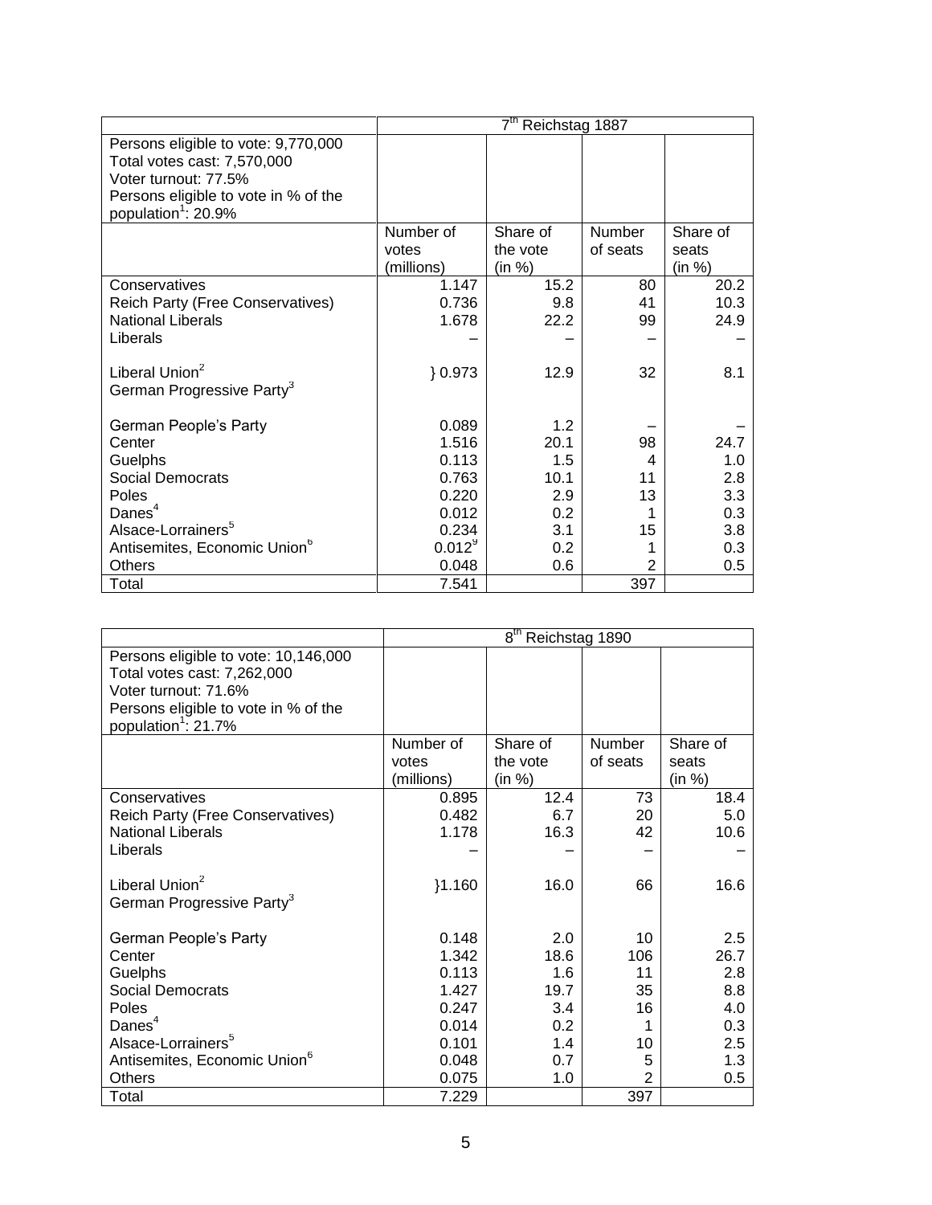| | 7th Reichstag 1887 | | | |
|---|---|---|---|---|
| Persons eligible to vote: 9,770,000<br>Total votes cast: 7,570,000<br>Voter turnout: 77.5%<br>Persons eligible to vote in % of the population[1]: 20.9% | | | | |
| | Number of votes (millions) | Share of the vote (in %) | Number of seats | Share of seats (in %) |
| Conservatives | 1.147 | 15.2 | 80 | 20.2 |
| Reich Party (Free Conservatives) | 0.736 | 9.8 | 41 | 10.3 |
| National Liberals | 1.678 | 22.2 | 99 | 24.9 |
| Liberals | – | – | – | – |
| Liberal Union[2]<br>German Progressive Party[3] | } 0.973 | 12.9 | 32 | 8.1 |
| German People's Party | 0.089 | 1.2 | – | – |
| Center | 1.516 | 20.1 | 98 | 24.7 |
| Guelphs | 0.113 | 1.5 | 4 | 1.0 |
| Social Democrats | 0.763 | 10.1 | 11 | 2.8 |
| Poles | 0.220 | 2.9 | 13 | 3.3 |
| Danes[4] | 0.012 | 0.2 | 1 | 0.3 |
| Alsace-Lorrainers[5] | 0.234 | 3.1 | 15 | 3.8 |
| Antisemites, Economic Union[6] | 0.012[9] | 0.2 | 1 | 0.3 |
| Others | 0.048 | 0.6 | 2 | 0.5 |
| Total | 7.541 | | 397 | |

| | 8th Reichstag 1890 | | | |
|---|---|---|---|---|
| Persons eligible to vote: 10,146,000<br>Total votes cast: 7,262,000<br>Voter turnout: 71.6%<br>Persons eligible to vote in % of the population[1]: 21.7% | | | | |
| | Number of votes (millions) | Share of the vote (in %) | Number of seats | Share of seats (in %) |
| Conservatives | 0.895 | 12.4 | 73 | 18.4 |
| Reich Party (Free Conservatives) | 0.482 | 6.7 | 20 | 5.0 |
| National Liberals | 1.178 | 16.3 | 42 | 10.6 |
| Liberals | – | – | – | – |
| Liberal Union[2]<br>German Progressive Party[3] | }1.160 | 16.0 | 66 | 16.6 |
| German People's Party | 0.148 | 2.0 | 10 | 2.5 |
| Center | 1.342 | 18.6 | 106 | 26.7 |
| Guelphs | 0.113 | 1.6 | 11 | 2.8 |
| Social Democrats | 1.427 | 19.7 | 35 | 8.8 |
| Poles | 0.247 | 3.4 | 16 | 4.0 |
| Danes[4] | 0.014 | 0.2 | 1 | 0.3 |
| Alsace-Lorrainers[5] | 0.101 | 1.4 | 10 | 2.5 |
| Antisemites, Economic Union[6] | 0.048 | 0.7 | 5 | 1.3 |
| Others | 0.075 | 1.0 | 2 | 0.5 |
| Total | 7.229 | | 397 | |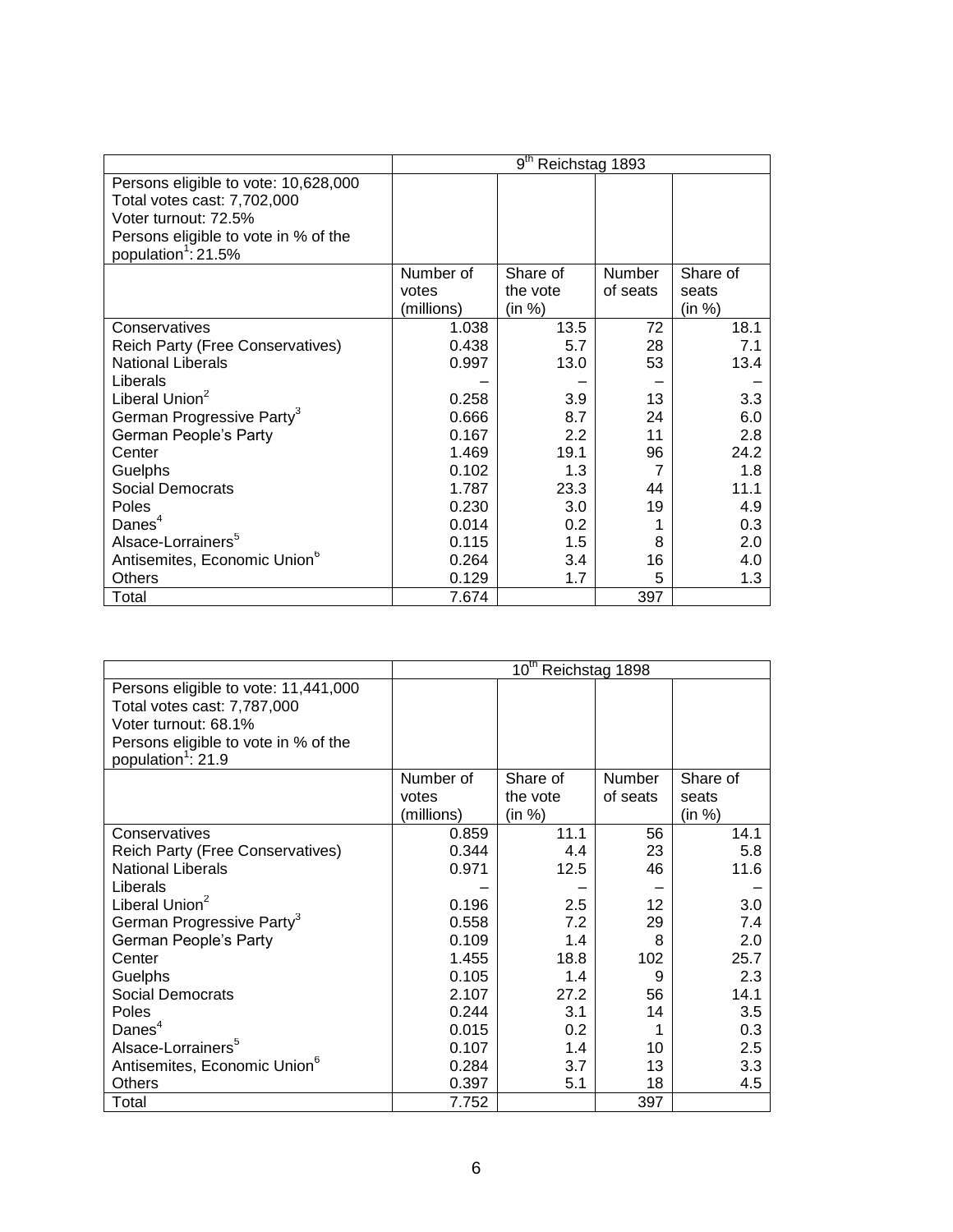| | 9th Reichstag 1893 | | | |
|---|---|---|---|---|
| Persons eligible to vote: 10,628,000<br>Total votes cast: 7,702,000<br>Voter turnout: 72.5%<br>Persons eligible to vote in % of the population[1]: 21.5% | | | | |
| | Number of votes (millions) | Share of the vote (in %) | Number of seats | Share of seats (in %) |
| Conservatives | 1.038 | 13.5 | 72 | 18.1 |
| Reich Party (Free Conservatives) | 0.438 | 5.7 | 28 | 7.1 |
| National Liberals | 0.997 | 13.0 | 53 | 13.4 |
| Liberals | – | – | – | – |
| Liberal Union[2] | 0.258 | 3.9 | 13 | 3.3 |
| German Progressive Party[3] | 0.666 | 8.7 | 24 | 6.0 |
| German People's Party | 0.167 | 2.2 | 11 | 2.8 |
| Center | 1.469 | 19.1 | 96 | 24.2 |
| Guelphs | 0.102 | 1.3 | 7 | 1.8 |
| Social Democrats | 1.787 | 23.3 | 44 | 11.1 |
| Poles | 0.230 | 3.0 | 19 | 4.9 |
| Danes[4] | 0.014 | 0.2 | 1 | 0.3 |
| Alsace-Lorrainers[5] | 0.115 | 1.5 | 8 | 2.0 |
| Antisemites, Economic Union[6] | 0.264 | 3.4 | 16 | 4.0 |
| Others | 0.129 | 1.7 | 5 | 1.3 |
| Total | 7.674 | | 397 | |

| | 10th Reichstag 1898 | | | |
|---|---|---|---|---|
| Persons eligible to vote: 11,441,000<br>Total votes cast: 7,787,000<br>Voter turnout: 68.1%<br>Persons eligible to vote in % of the population[1]: 21.9 | | | | |
| | Number of votes (millions) | Share of the vote (in %) | Number of seats | Share of seats (in %) |
| Conservatives | 0.859 | 11.1 | 56 | 14.1 |
| Reich Party (Free Conservatives) | 0.344 | 4.4 | 23 | 5.8 |
| National Liberals | 0.971 | 12.5 | 46 | 11.6 |
| Liberals | – | – | – | – |
| Liberal Union[2] | 0.196 | 2.5 | 12 | 3.0 |
| German Progressive Party[3] | 0.558 | 7.2 | 29 | 7.4 |
| German People's Party | 0.109 | 1.4 | 8 | 2.0 |
| Center | 1.455 | 18.8 | 102 | 25.7 |
| Guelphs | 0.105 | 1.4 | 9 | 2.3 |
| Social Democrats | 2.107 | 27.2 | 56 | 14.1 |
| Poles | 0.244 | 3.1 | 14 | 3.5 |
| Danes[4] | 0.015 | 0.2 | 1 | 0.3 |
| Alsace-Lorrainers[5] | 0.107 | 1.4 | 10 | 2.5 |
| Antisemites, Economic Union[6] | 0.284 | 3.7 | 13 | 3.3 |
| Others | 0.397 | 5.1 | 18 | 4.5 |
| Total | 7.752 | | 397 | |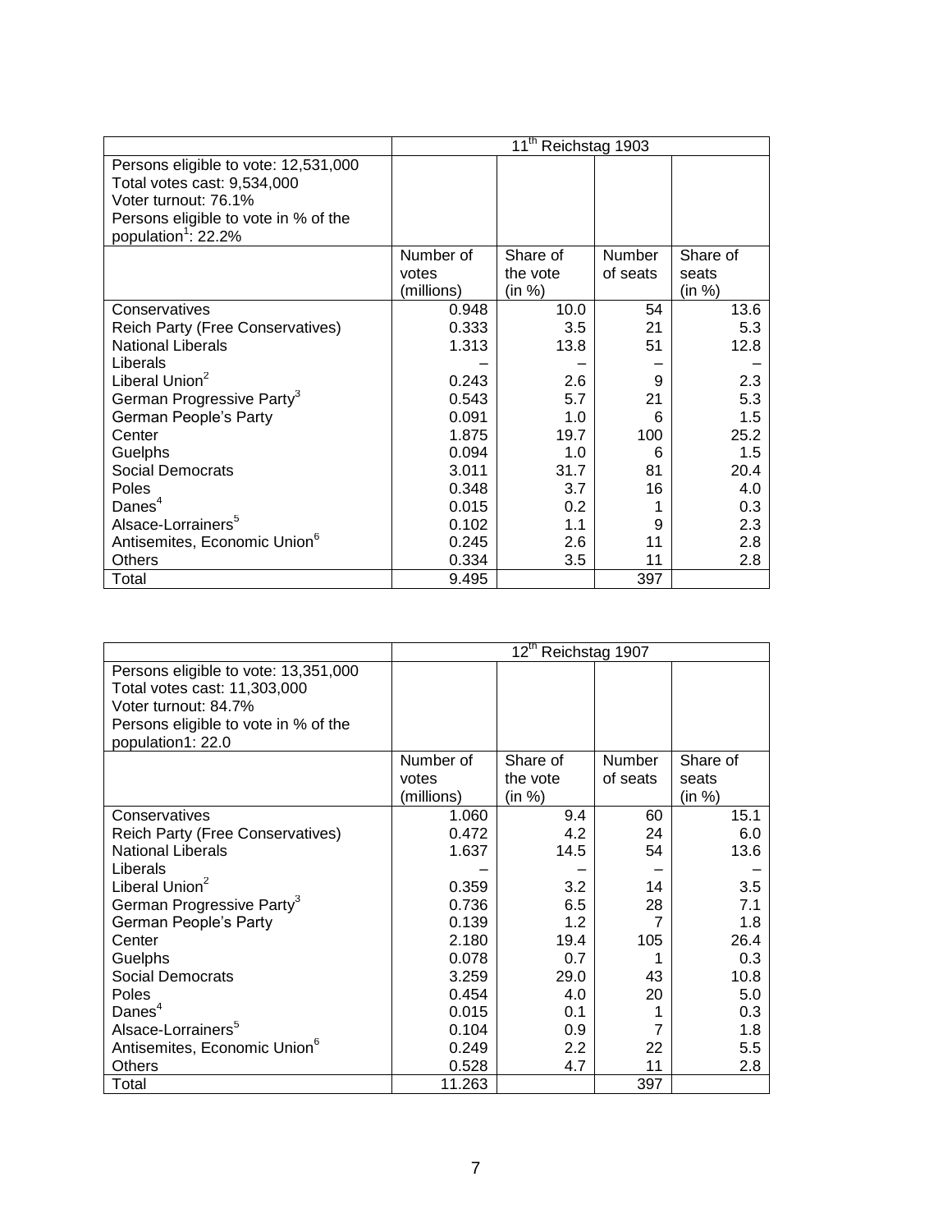| | 11th Reichstag 1903 | | | |
|---|---|---|---|---|
| Persons eligible to vote: 12,531,000<br>Total votes cast: 9,534,000<br>Voter turnout: 76.1%<br>Persons eligible to vote in % of the population[1]: 22.2% | | | | |
| | Number of votes (millions) | Share of the vote (in %) | Number of seats | Share of seats (in %) |
| Conservatives | 0.948 | 10.0 | 54 | 13.6 |
| Reich Party (Free Conservatives) | 0.333 | 3.5 | 21 | 5.3 |
| National Liberals | 1.313 | 13.8 | 51 | 12.8 |
| Liberals | – | – | – | – |
| Liberal Union[2] | 0.243 | 2.6 | 9 | 2.3 |
| German Progressive Party[3] | 0.543 | 5.7 | 21 | 5.3 |
| German People's Party | 0.091 | 1.0 | 6 | 1.5 |
| Center | 1.875 | 19.7 | 100 | 25.2 |
| Guelphs | 0.094 | 1.0 | 6 | 1.5 |
| Social Democrats | 3.011 | 31.7 | 81 | 20.4 |
| Poles | 0.348 | 3.7 | 16 | 4.0 |
| Danes[4] | 0.015 | 0.2 | 1 | 0.3 |
| Alsace-Lorrainers[5] | 0.102 | 1.1 | 9 | 2.3 |
| Antisemites, Economic Union[6] | 0.245 | 2.6 | 11 | 2.8 |
| Others | 0.334 | 3.5 | 11 | 2.8 |
| Total | 9.495 | | 397 | |

| | 12th Reichstag 1907 | | | |
|---|---|---|---|---|
| Persons eligible to vote: 13,351,000<br>Total votes cast: 11,303,000<br>Voter turnout: 84.7%<br>Persons eligible to vote in % of the population1: 22.0 | | | | |
| | Number of votes (millions) | Share of the vote (in %) | Number of seats | Share of seats (in %) |
| Conservatives | 1.060 | 9.4 | 60 | 15.1 |
| Reich Party (Free Conservatives) | 0.472 | 4.2 | 24 | 6.0 |
| National Liberals | 1.637 | 14.5 | 54 | 13.6 |
| Liberals | – | – | – | – |
| Liberal Union[2] | 0.359 | 3.2 | 14 | 3.5 |
| German Progressive Party[3] | 0.736 | 6.5 | 28 | 7.1 |
| German People's Party | 0.139 | 1.2 | 7 | 1.8 |
| Center | 2.180 | 19.4 | 105 | 26.4 |
| Guelphs | 0.078 | 0.7 | 1 | 0.3 |
| Social Democrats | 3.259 | 29.0 | 43 | 10.8 |
| Poles | 0.454 | 4.0 | 20 | 5.0 |
| Danes[4] | 0.015 | 0.1 | 1 | 0.3 |
| Alsace-Lorrainers[5] | 0.104 | 0.9 | 7 | 1.8 |
| Antisemites, Economic Union[6] | 0.249 | 2.2 | 22 | 5.5 |
| Others | 0.528 | 4.7 | 11 | 2.8 |
| Total | 11.263 | | 397 | |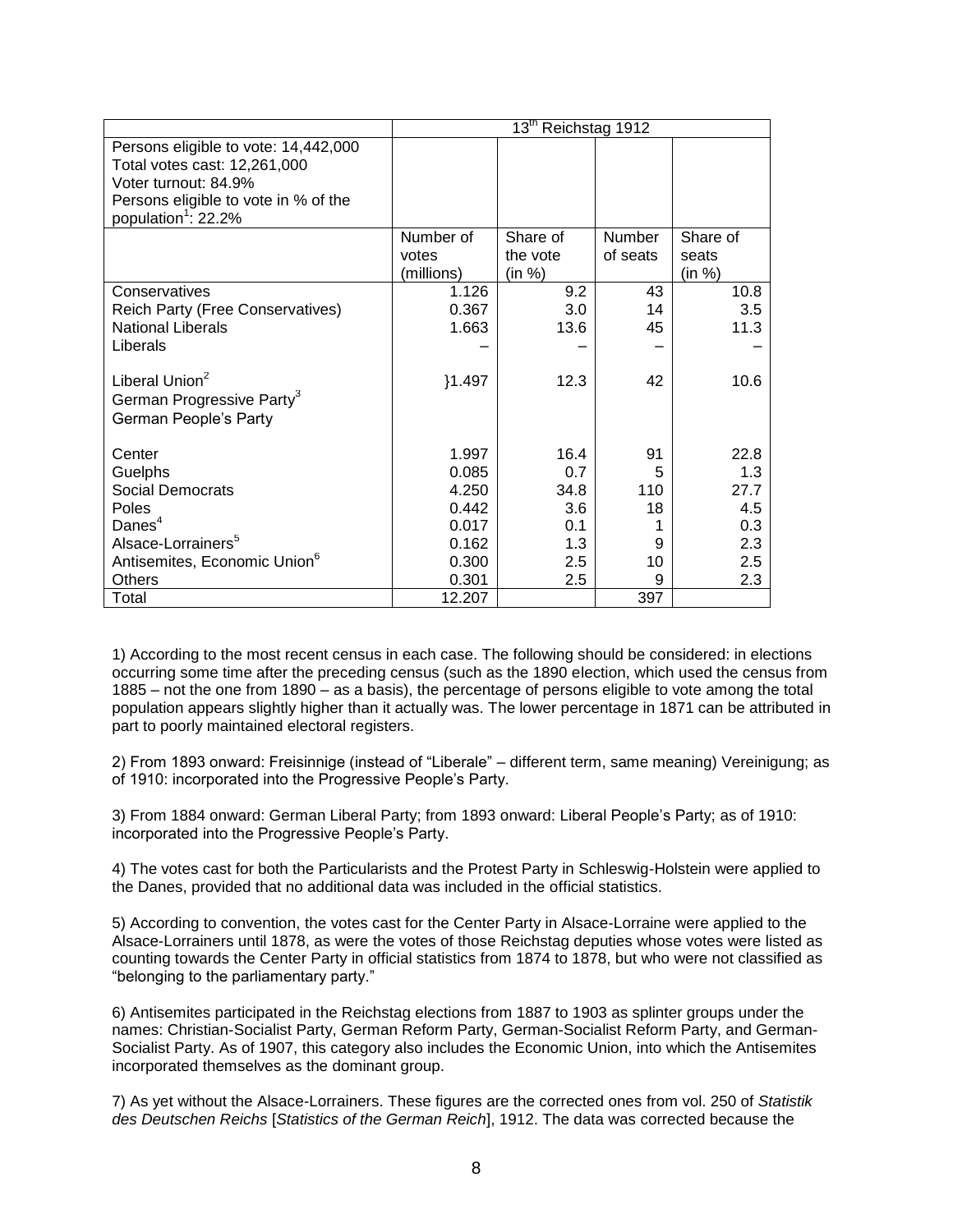| | 13th Reichstag 1912 | | | |
|---|---|---|---|---|
| Persons eligible to vote: 14,442,000<br>Total votes cast: 12,261,000<br>Voter turnout: 84.9%<br>Persons eligible to vote in % of the population[1]: 22.2% | | | | |
| | Number of votes (millions) | Share of the vote (in %) | Number of seats | Share of seats (in %) |
| Conservatives | 1.126 | 9.2 | 43 | 10.8 |
| Reich Party (Free Conservatives) | 0.367 | 3.0 | 14 | 3.5 |
| National Liberals | 1.663 | 13.6 | 45 | 11.3 |
| Liberals | – | – | – | – |
| Liberal Union[2]<br>German Progressive Party[3]<br>German People's Party | }1.497 | 12.3 | 42 | 10.6 |
| Center | 1.997 | 16.4 | 91 | 22.8 |
| Guelphs | 0.085 | 0.7 | 5 | 1.3 |
| Social Democrats | 4.250 | 34.8 | 110 | 27.7 |
| Poles | 0.442 | 3.6 | 18 | 4.5 |
| Danes[4] | 0.017 | 0.1 | 1 | 0.3 |
| Alsace-Lorrainers[5] | 0.162 | 1.3 | 9 | 2.3 |
| Antisemites, Economic Union[6] | 0.300 | 2.5 | 10 | 2.5 |
| Others | 0.301 | 2.5 | 9 | 2.3 |
| Total | 12.207 | | 397 | |

1) According to the most recent census in each case. The following should be considered: in elections occurring some time after the preceding census (such as the 1890 election, which used the census from 1885 – not the one from 1890 – as a basis), the percentage of persons eligible to vote among the total population appears slightly higher than it actually was. The lower percentage in 1871 can be attributed in part to poorly maintained electoral registers.

2) From 1893 onward: Freisinnige (instead of "Liberale" – different term, same meaning) Vereinigung; as of 1910: incorporated into the Progressive People's Party.

3) From 1884 onward: German Liberal Party; from 1893 onward: Liberal People's Party; as of 1910: incorporated into the Progressive People's Party.

4) The votes cast for both the Particularists and the Protest Party in Schleswig-Holstein were applied to the Danes, provided that no additional data was included in the official statistics.

5) According to convention, the votes cast for the Center Party in Alsace-Lorraine were applied to the Alsace-Lorrainers until 1878, as were the votes of those Reichstag deputies whose votes were listed as counting towards the Center Party in official statistics from 1874 to 1878, but who were not classified as "belonging to the parliamentary party."

6) Antisemites participated in the Reichstag elections from 1887 to 1903 as splinter groups under the names: Christian-Socialist Party, German Reform Party, German-Socialist Reform Party, and German-Socialist Party. As of 1907, this category also includes the Economic Union, into which the Antisemites incorporated themselves as the dominant group.

7) As yet without the Alsace-Lorrainers. These figures are the corrected ones from vol. 250 of *Statistik des Deutschen Reichs* [*Statistics of the German Reich*], 1912. The data was corrected because the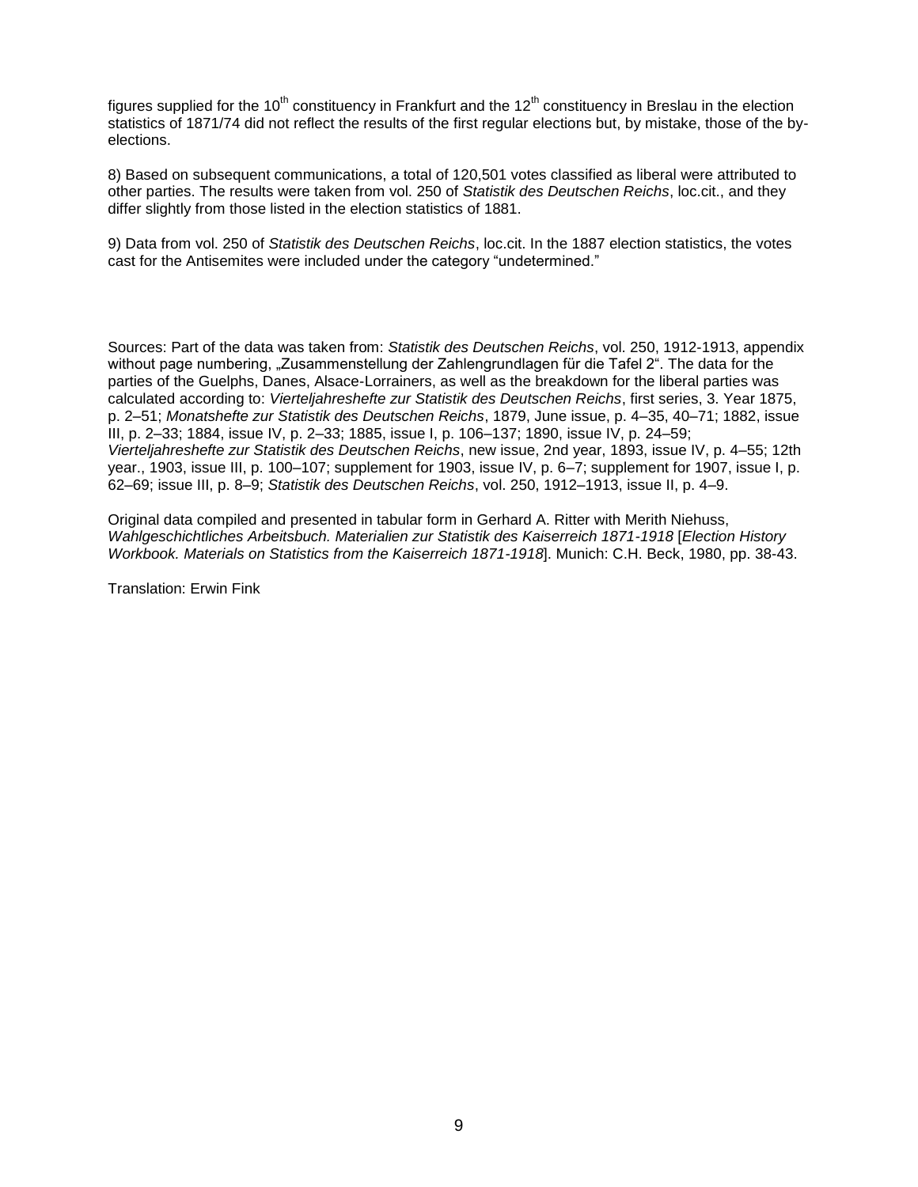figures supplied for the 10th constituency in Frankfurt and the 12th constituency in Breslau in the election statistics of 1871/74 did not reflect the results of the first regular elections but, by mistake, those of the by-elections.

8) Based on subsequent communications, a total of 120,501 votes classified as liberal were attributed to other parties. The results were taken from vol. 250 of *Statistik des Deutschen Reichs*, loc.cit., and they differ slightly from those listed in the election statistics of 1881.

9) Data from vol. 250 of *Statistik des Deutschen Reichs*, loc.cit. In the 1887 election statistics, the votes cast for the Antisemites were included under the category "undetermined."

Sources: Part of the data was taken from: *Statistik des Deutschen Reichs*, vol. 250, 1912-1913, appendix without page numbering, „Zusammenstellung der Zahlengrundlagen für die Tafel 2". The data for the parties of the Guelphs, Danes, Alsace-Lorrainers, as well as the breakdown for the liberal parties was calculated according to: *Vierteljahreshefte zur Statistik des Deutschen Reichs*, first series, 3. Year 1875, p. 2–51; *Monatshefte zur Statistik des Deutschen Reichs*, 1879, June issue, p. 4–35, 40–71; 1882, issue III, p. 2–33; 1884, issue IV, p. 2–33; 1885, issue I, p. 106–137; 1890, issue IV, p. 24–59; *Vierteljahreshefte zur Statistik des Deutschen Reichs*, new issue, 2nd year, 1893, issue IV, p. 4–55; 12th year., 1903, issue III, p. 100–107; supplement for 1903, issue IV, p. 6–7; supplement for 1907, issue I, p. 62–69; issue III, p. 8–9; *Statistik des Deutschen Reichs*, vol. 250, 1912–1913, issue II, p. 4–9.

Original data compiled and presented in tabular form in Gerhard A. Ritter with Merith Niehuss, *Wahlgeschichtliches Arbeitsbuch. Materialien zur Statistik des Kaiserreich 1871-1918* [*Election History Workbook. Materials on Statistics from the Kaiserreich 1871-1918*]. Munich: C.H. Beck, 1980, pp. 38-43.

Translation: Erwin Fink